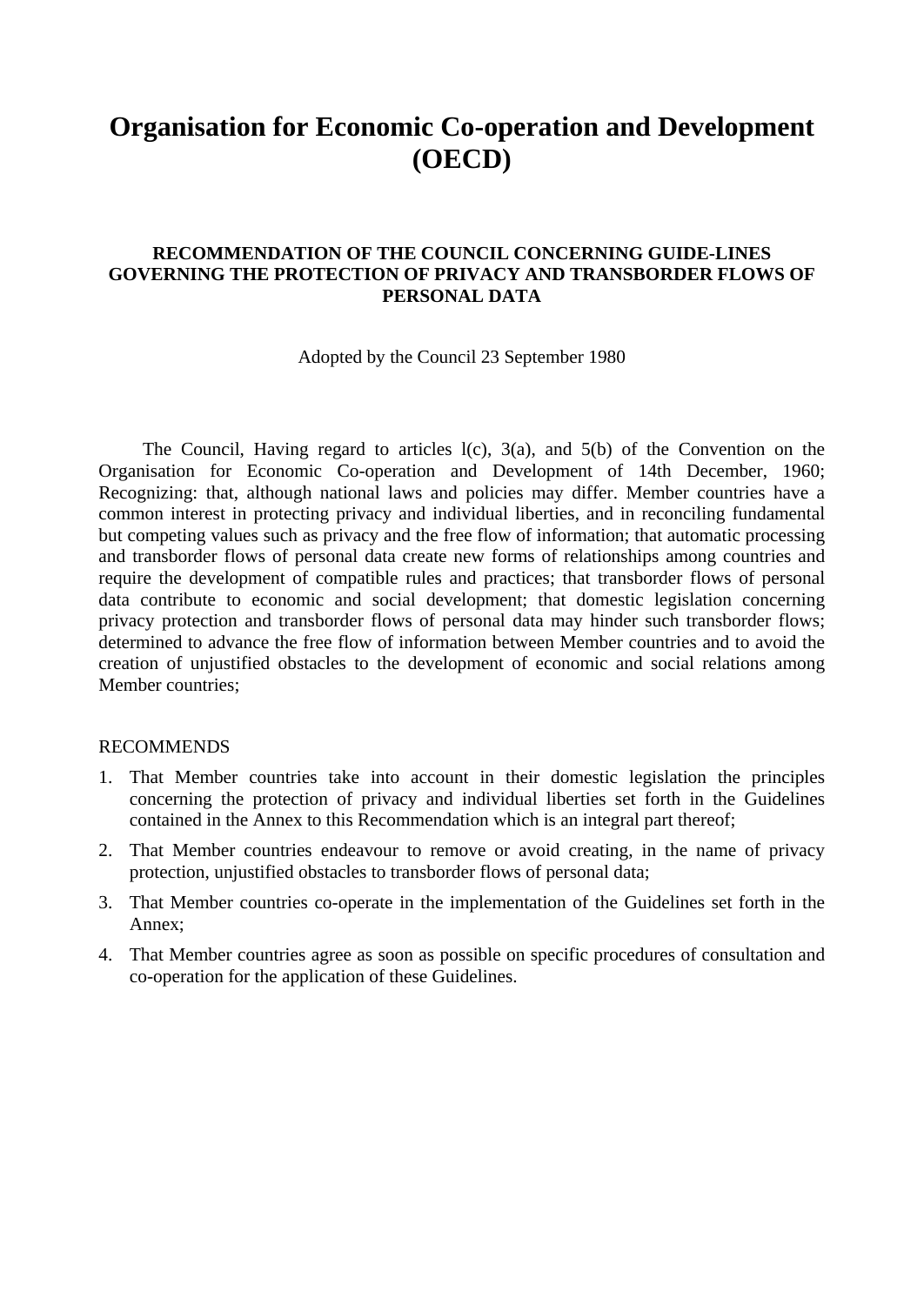# Organisation for Economic Co-operation and Development (OECD)

### RECOMMENDATION OF THE COUNCIL CONCERNING GUIDE-LINES GOVERNING THE PROTECTION OF PRIVACY AND TRANSBORDER FLOWS OF PERSONAL DATA

Adopted by the Council 23 September 1980

The Council, Having regard to articles l(c), 3(a), and 5(b) of the Convention on the Organisation for Economic Co-operation and Development of 14th December, 1960; Recognizing: that, although national laws and policies may differ. Member countries have a common interest in protecting privacy and individual liberties, and in reconciling fundamental but competing values such as privacy and the free flow of information; that automatic processing and transborder flows of personal data create new forms of relationships among countries and require the development of compatible rules and practices; that transborder flows of personal data contribute to economic and social development; that domestic legislation concerning privacy protection and transborder flows of personal data may hinder such transborder flows; determined to advance the free flow of information between Member countries and to avoid the creation of unjustified obstacles to the development of economic and social relations among Member countries;

RECOMMENDS

1. That Member countries take into account in their domestic legislation the principles concerning the protection of privacy and individual liberties set forth in the Guidelines contained in the Annex to this Recommendation which is an integral part thereof;
2. That Member countries endeavour to remove or avoid creating, in the name of privacy protection, unjustified obstacles to transborder flows of personal data;
3. That Member countries co-operate in the implementation of the Guidelines set forth in the Annex;
4. That Member countries agree as soon as possible on specific procedures of consultation and co-operation for the application of these Guidelines.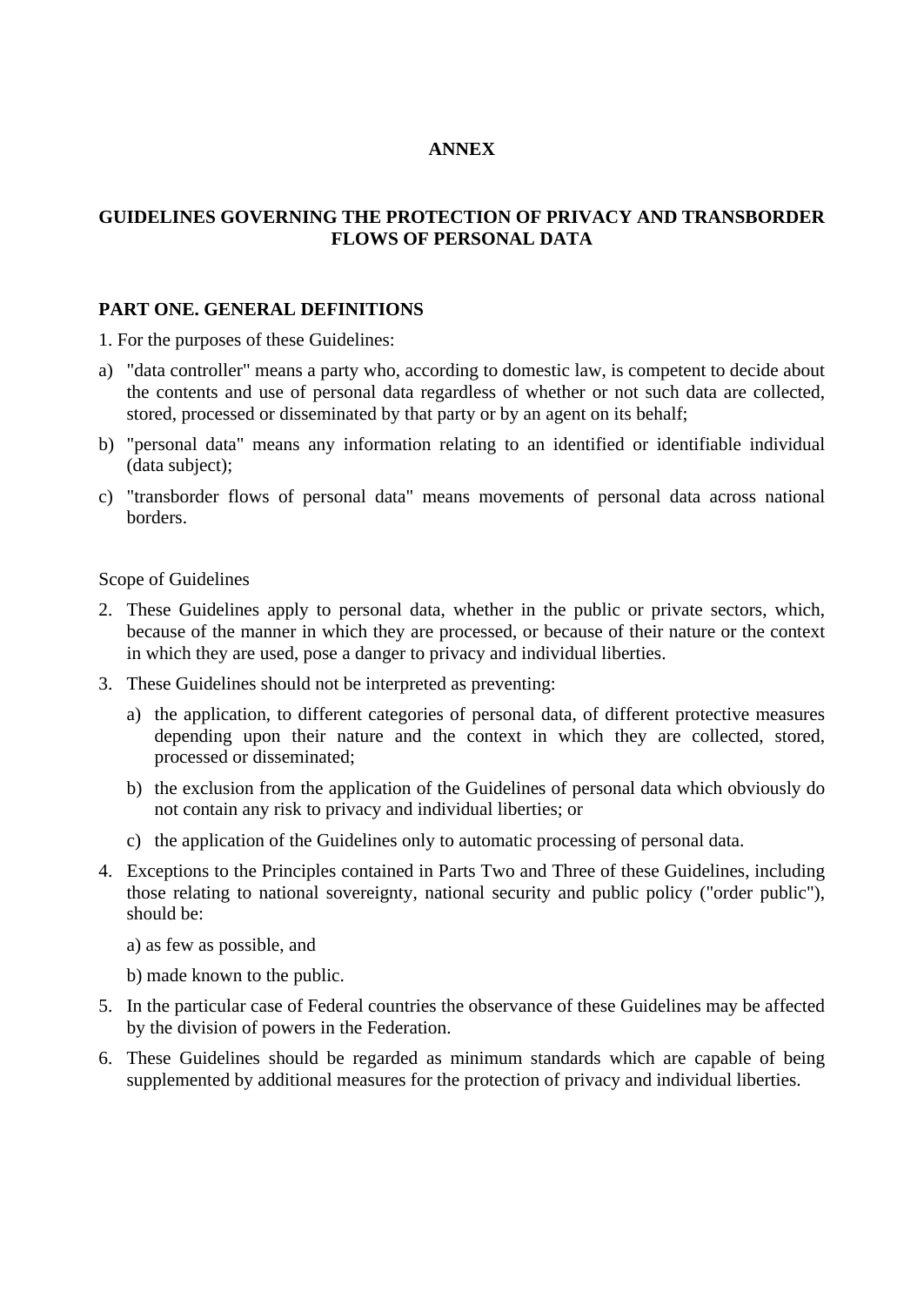# ANNEX

## GUIDELINES GOVERNING THE PROTECTION OF PRIVACY AND TRANSBORDER FLOWS OF PERSONAL DATA

### PART ONE. GENERAL DEFINITIONS

1. For the purposes of these Guidelines:

a) "data controller" means a party who, according to domestic law, is competent to decide about the contents and use of personal data regardless of whether or not such data are collected, stored, processed or disseminated by that party or by an agent on its behalf;

b) "personal data" means any information relating to an identified or identifiable individual (data subject);

c) "transborder flows of personal data" means movements of personal data across national borders.

Scope of Guidelines

2. These Guidelines apply to personal data, whether in the public or private sectors, which, because of the manner in which they are processed, or because of their nature or the context in which they are used, pose a danger to privacy and individual liberties.

3. These Guidelines should not be interpreted as preventing:

   a) the application, to different categories of personal data, of different protective measures depending upon their nature and the context in which they are collected, stored, processed or disseminated;

   b) the exclusion from the application of the Guidelines of personal data which obviously do not contain any risk to privacy and individual liberties; or

   c) the application of the Guidelines only to automatic processing of personal data.

4. Exceptions to the Principles contained in Parts Two and Three of these Guidelines, including those relating to national sovereignty, national security and public policy ("order public"), should be:

   a) as few as possible, and

   b) made known to the public.

5. In the particular case of Federal countries the observance of these Guidelines may be affected by the division of powers in the Federation.

6. These Guidelines should be regarded as minimum standards which are capable of being supplemented by additional measures for the protection of privacy and individual liberties.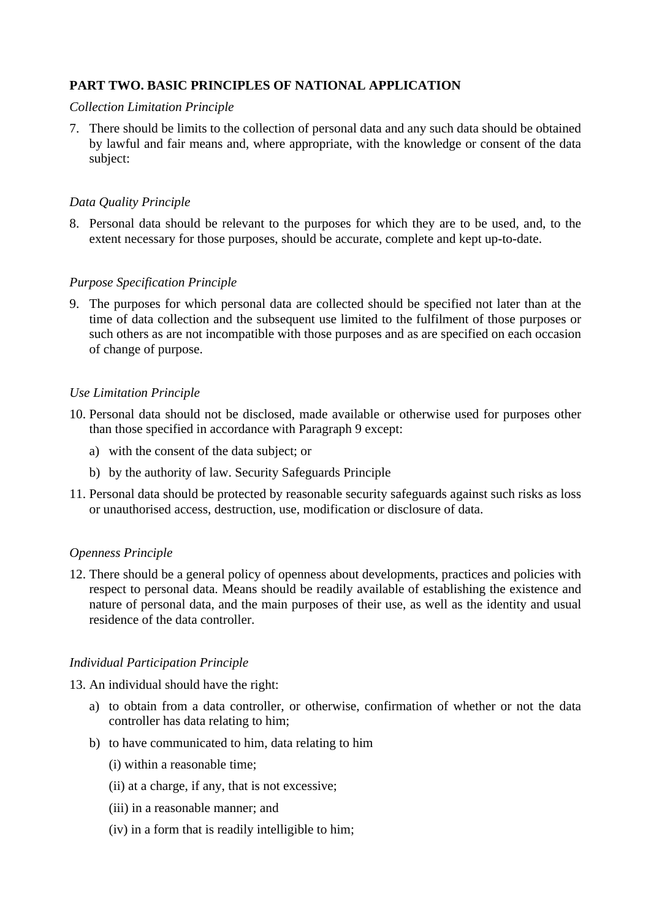## PART TWO. BASIC PRINCIPLES OF NATIONAL APPLICATION

*Collection Limitation Principle*

7. There should be limits to the collection of personal data and any such data should be obtained by lawful and fair means and, where appropriate, with the knowledge or consent of the data subject:

*Data Quality Principle*

8. Personal data should be relevant to the purposes for which they are to be used, and, to the extent necessary for those purposes, should be accurate, complete and kept up-to-date.

*Purpose Specification Principle*

9. The purposes for which personal data are collected should be specified not later than at the time of data collection and the subsequent use limited to the fulfilment of those purposes or such others as are not incompatible with those purposes and as are specified on each occasion of change of purpose.

*Use Limitation Principle*

10. Personal data should not be disclosed, made available or otherwise used for purposes other than those specified in accordance with Paragraph 9 except:
    a) with the consent of the data subject; or
    b) by the authority of law. Security Safeguards Principle
11. Personal data should be protected by reasonable security safeguards against such risks as loss or unauthorised access, destruction, use, modification or disclosure of data.

*Openness Principle*

12. There should be a general policy of openness about developments, practices and policies with respect to personal data. Means should be readily available of establishing the existence and nature of personal data, and the main purposes of their use, as well as the identity and usual residence of the data controller.

*Individual Participation Principle*

13. An individual should have the right:
    a) to obtain from a data controller, or otherwise, confirmation of whether or not the data controller has data relating to him;
    b) to have communicated to him, data relating to him

       (i) within a reasonable time;

       (ii) at a charge, if any, that is not excessive;

       (iii) in a reasonable manner; and

       (iv) in a form that is readily intelligible to him;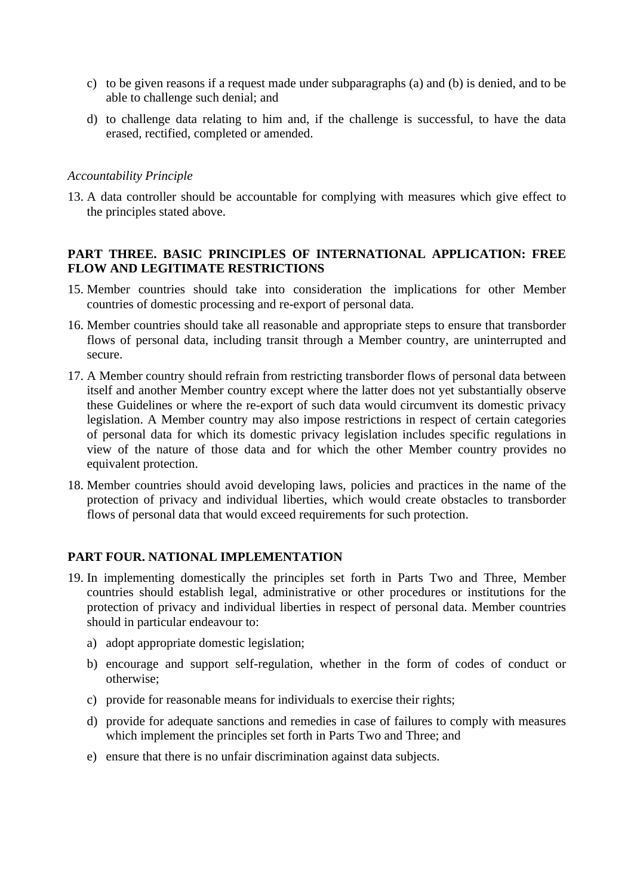c) to be given reasons if a request made under subparagraphs (a) and (b) is denied, and to be able to challenge such denial; and

d) to challenge data relating to him and, if the challenge is successful, to have the data erased, rectified, completed or amended.

*Accountability Principle*

13. A data controller should be accountable for complying with measures which give effect to the principles stated above.

**PART THREE. BASIC PRINCIPLES OF INTERNATIONAL APPLICATION: FREE FLOW AND LEGITIMATE RESTRICTIONS**

15. Member countries should take into consideration the implications for other Member countries of domestic processing and re-export of personal data.

16. Member countries should take all reasonable and appropriate steps to ensure that transborder flows of personal data, including transit through a Member country, are uninterrupted and secure.

17. A Member country should refrain from restricting transborder flows of personal data between itself and another Member country except where the latter does not yet substantially observe these Guidelines or where the re-export of such data would circumvent its domestic privacy legislation. A Member country may also impose restrictions in respect of certain categories of personal data for which its domestic privacy legislation includes specific regulations in view of the nature of those data and for which the other Member country provides no equivalent protection.

18. Member countries should avoid developing laws, policies and practices in the name of the protection of privacy and individual liberties, which would create obstacles to transborder flows of personal data that would exceed requirements for such protection.

**PART FOUR. NATIONAL IMPLEMENTATION**

19. In implementing domestically the principles set forth in Parts Two and Three, Member countries should establish legal, administrative or other procedures or institutions for the protection of privacy and individual liberties in respect of personal data. Member countries should in particular endeavour to:

    a) adopt appropriate domestic legislation;

    b) encourage and support self-regulation, whether in the form of codes of conduct or otherwise;

    c) provide for reasonable means for individuals to exercise their rights;

    d) provide for adequate sanctions and remedies in case of failures to comply with measures which implement the principles set forth in Parts Two and Three; and

    e) ensure that there is no unfair discrimination against data subjects.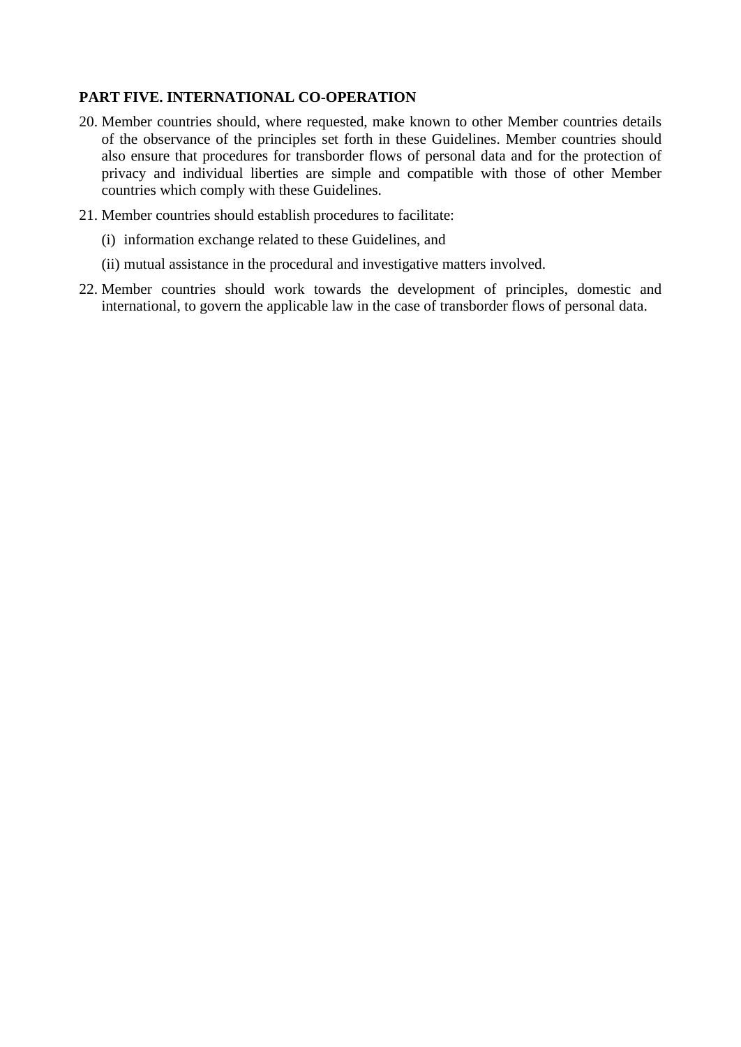**PART FIVE. INTERNATIONAL CO-OPERATION**

20. Member countries should, where requested, make known to other Member countries details of the observance of the principles set forth in these Guidelines. Member countries should also ensure that procedures for transborder flows of personal data and for the protection of privacy and individual liberties are simple and compatible with those of other Member countries which comply with these Guidelines.

21. Member countries should establish procedures to facilitate:

    (i) information exchange related to these Guidelines, and

    (ii) mutual assistance in the procedural and investigative matters involved.

22. Member countries should work towards the development of principles, domestic and international, to govern the applicable law in the case of transborder flows of personal data.